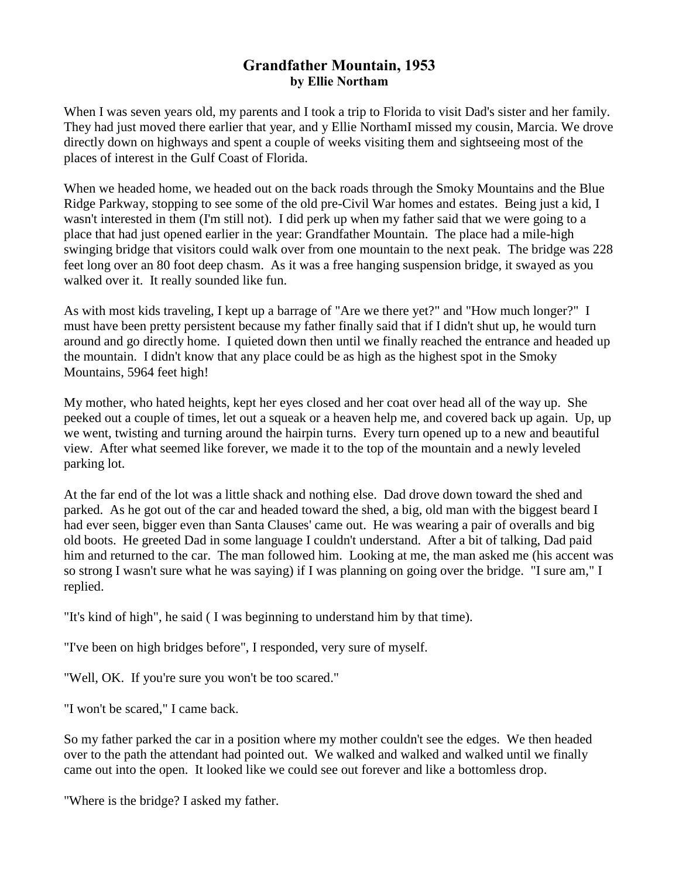# Grandfather Mountain, 1953
**by Ellie Northam**

When I was seven years old, my parents and I took a trip to Florida to visit Dad's sister and her family. They had just moved there earlier that year, and y Ellie NorthamI missed my cousin, Marcia. We drove directly down on highways and spent a couple of weeks visiting them and sightseeing most of the places of interest in the Gulf Coast of Florida.

When we headed home, we headed out on the back roads through the Smoky Mountains and the Blue Ridge Parkway, stopping to see some of the old pre-Civil War homes and estates. Being just a kid, I wasn't interested in them (I'm still not). I did perk up when my father said that we were going to a place that had just opened earlier in the year: Grandfather Mountain. The place had a mile-high swinging bridge that visitors could walk over from one mountain to the next peak. The bridge was 228 feet long over an 80 foot deep chasm. As it was a free hanging suspension bridge, it swayed as you walked over it. It really sounded like fun.

As with most kids traveling, I kept up a barrage of "Are we there yet?" and "How much longer?" I must have been pretty persistent because my father finally said that if I didn't shut up, he would turn around and go directly home. I quieted down then until we finally reached the entrance and headed up the mountain. I didn't know that any place could be as high as the highest spot in the Smoky Mountains, 5964 feet high!

My mother, who hated heights, kept her eyes closed and her coat over head all of the way up. She peeked out a couple of times, let out a squeak or a heaven help me, and covered back up again. Up, up we went, twisting and turning around the hairpin turns. Every turn opened up to a new and beautiful view. After what seemed like forever, we made it to the top of the mountain and a newly leveled parking lot.

At the far end of the lot was a little shack and nothing else. Dad drove down toward the shed and parked. As he got out of the car and headed toward the shed, a big, old man with the biggest beard I had ever seen, bigger even than Santa Clauses' came out. He was wearing a pair of overalls and big old boots. He greeted Dad in some language I couldn't understand. After a bit of talking, Dad paid him and returned to the car. The man followed him. Looking at me, the man asked me (his accent was so strong I wasn't sure what he was saying) if I was planning on going over the bridge. "I sure am," I replied.

"It's kind of high", he said ( I was beginning to understand him by that time).

"I've been on high bridges before", I responded, very sure of myself.

"Well, OK. If you're sure you won't be too scared."

"I won't be scared," I came back.

So my father parked the car in a position where my mother couldn't see the edges. We then headed over to the path the attendant had pointed out. We walked and walked and walked until we finally came out into the open. It looked like we could see out forever and like a bottomless drop.

"Where is the bridge? I asked my father.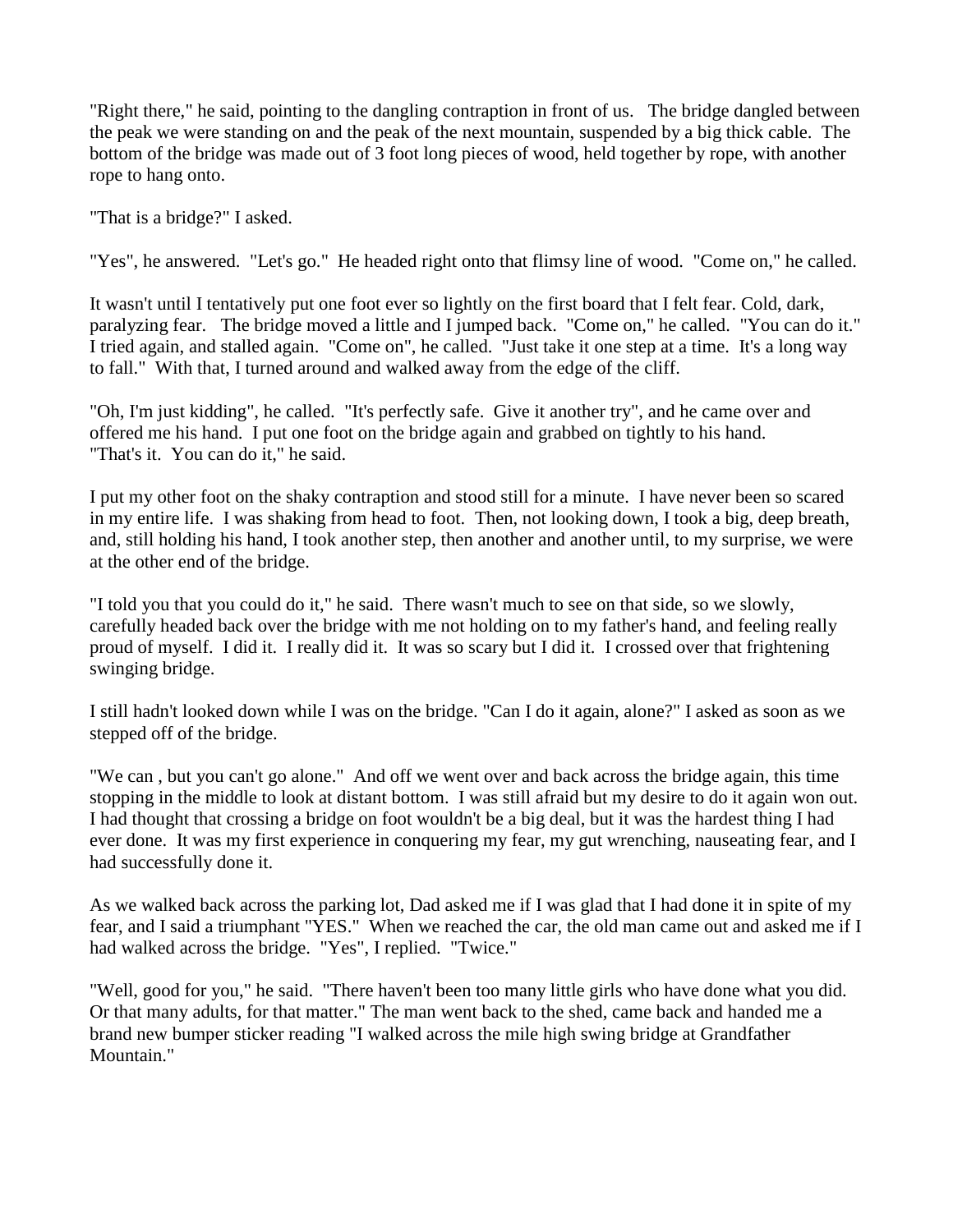"Right there," he said, pointing to the dangling contraption in front of us. The bridge dangled between the peak we were standing on and the peak of the next mountain, suspended by a big thick cable. The bottom of the bridge was made out of 3 foot long pieces of wood, held together by rope, with another rope to hang onto.

"That is a bridge?" I asked.

"Yes", he answered. "Let's go." He headed right onto that flimsy line of wood. "Come on," he called.

It wasn't until I tentatively put one foot ever so lightly on the first board that I felt fear. Cold, dark, paralyzing fear. The bridge moved a little and I jumped back. "Come on," he called. "You can do it." I tried again, and stalled again. "Come on", he called. "Just take it one step at a time. It's a long way to fall." With that, I turned around and walked away from the edge of the cliff.

"Oh, I'm just kidding", he called. "It's perfectly safe. Give it another try", and he came over and offered me his hand. I put one foot on the bridge again and grabbed on tightly to his hand. "That's it. You can do it," he said.

I put my other foot on the shaky contraption and stood still for a minute. I have never been so scared in my entire life. I was shaking from head to foot. Then, not looking down, I took a big, deep breath, and, still holding his hand, I took another step, then another and another until, to my surprise, we were at the other end of the bridge.

"I told you that you could do it," he said. There wasn't much to see on that side, so we slowly, carefully headed back over the bridge with me not holding on to my father's hand, and feeling really proud of myself. I did it. I really did it. It was so scary but I did it. I crossed over that frightening swinging bridge.

I still hadn't looked down while I was on the bridge. "Can I do it again, alone?" I asked as soon as we stepped off of the bridge.

"We can , but you can't go alone." And off we went over and back across the bridge again, this time stopping in the middle to look at distant bottom. I was still afraid but my desire to do it again won out. I had thought that crossing a bridge on foot wouldn't be a big deal, but it was the hardest thing I had ever done. It was my first experience in conquering my fear, my gut wrenching, nauseating fear, and I had successfully done it.

As we walked back across the parking lot, Dad asked me if I was glad that I had done it in spite of my fear, and I said a triumphant "YES." When we reached the car, the old man came out and asked me if I had walked across the bridge. "Yes", I replied. "Twice."

"Well, good for you," he said. "There haven't been too many little girls who have done what you did. Or that many adults, for that matter." The man went back to the shed, came back and handed me a brand new bumper sticker reading "I walked across the mile high swing bridge at Grandfather Mountain."